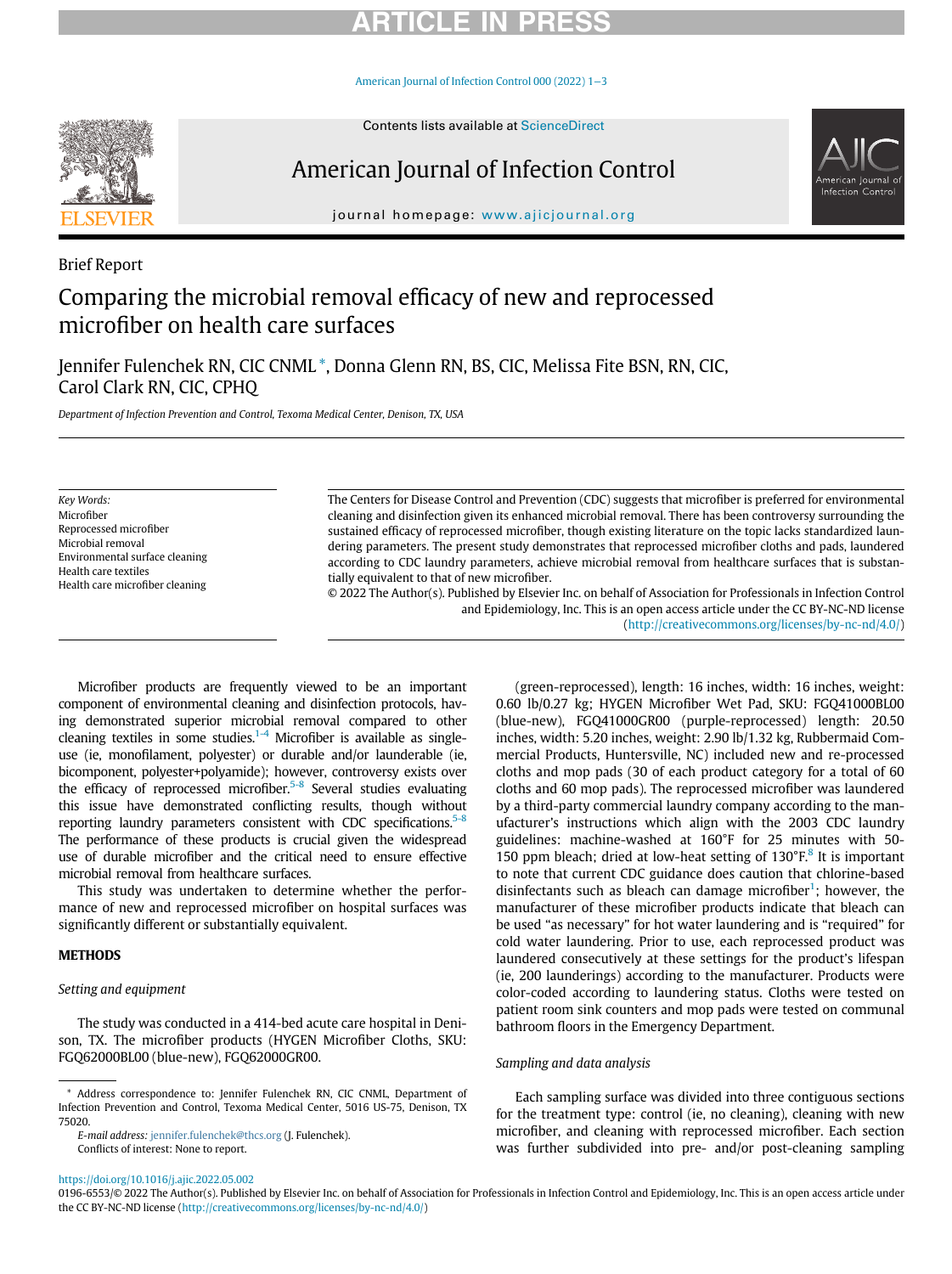Brief Report

# Comparing the microbial removal efficacy of new and reprocessed microfiber on health care surfaces

Jennifer Fulenchek RN, CIC CNML *, Donna Glenn RN, BS, CIC, Melissa Fite BSN, RN, CIC, Carol Clark RN, CIC, CPHQ

*Department of Infection Prevention and Control, Texoma Medical Center, Denison, TX, USA*

*Key Words:*
Microfiber
Reprocessed microfiber
Microbial removal
Environmental surface cleaning
Health care textiles
Health care microfiber cleaning

The Centers for Disease Control and Prevention (CDC) suggests that microfiber is preferred for environmental cleaning and disinfection given its enhanced microbial removal. There has been controversy surrounding the sustained efficacy of reprocessed microfiber, though existing literature on the topic lacks standardized laundering parameters. The present study demonstrates that reprocessed microfiber cloths and pads, laundered according to CDC laundry parameters, achieve microbial removal from healthcare surfaces that is substantially equivalent to that of new microfiber.

© 2022 The Author(s). Published by Elsevier Inc. on behalf of Association for Professionals in Infection Control and Epidemiology, Inc. This is an open access article under the CC BY-NC-ND license (http://creativecommons.org/licenses/by-nc-nd/4.0/)

Microfiber products are frequently viewed to be an important component of environmental cleaning and disinfection protocols, having demonstrated superior microbial removal compared to other cleaning textiles in some studies.[1-4] Microfiber is available as single-use (ie, monofilament, polyester) or durable and/or launderable (ie, bicomponent, polyester+polyamide); however, controversy exists over the efficacy of reprocessed microfiber.[5-8] Several studies evaluating this issue have demonstrated conflicting results, though without reporting laundry parameters consistent with CDC specifications.[5-8] The performance of these products is crucial given the widespread use of durable microfiber and the critical need to ensure effective microbial removal from healthcare surfaces.

This study was undertaken to determine whether the performance of new and reprocessed microfiber on hospital surfaces was significantly different or substantially equivalent.

## METHODS

### *Setting and equipment*

The study was conducted in a 414-bed acute care hospital in Denison, TX. The microfiber products (HYGEN Microfiber Cloths, SKU: FGQ62000BL00 (blue-new), FGQ62000GR00 (green-reprocessed), length: 16 inches, width: 16 inches, weight: 0.60 lb/0.27 kg; HYGEN Microfiber Wet Pad, SKU: FGQ41000BL00 (blue-new), FGQ41000GR00 (purple-reprocessed) length: 20.50 inches, width: 5.20 inches, weight: 2.90 lb/1.32 kg, Rubbermaid Commercial Products, Huntersville, NC) included new and re-processed cloths and mop pads (30 of each product category for a total of 60 cloths and 60 mop pads). The reprocessed microfiber was laundered by a third-party commercial laundry company according to the manufacturer's instructions which align with the 2003 CDC laundry guidelines: machine-washed at 160°F for 25 minutes with 50-150 ppm bleach; dried at low-heat setting of 130°F.[8] It is important to note that current CDC guidance does caution that chlorine-based disinfectants such as bleach can damage microfiber[1]; however, the manufacturer of these microfiber products indicate that bleach can be used "as necessary" for hot water laundering and is "required" for cold water laundering. Prior to use, each reprocessed product was laundered consecutively at these settings for the product's lifespan (ie, 200 launderings) according to the manufacturer. Products were color-coded according to laundering status. Cloths were tested on patient room sink counters and mop pads were tested on communal bathroom floors in the Emergency Department.

### *Sampling and data analysis*

Each sampling surface was divided into three contiguous sections for the treatment type: control (ie, no cleaning), cleaning with new microfiber, and cleaning with reprocessed microfiber. Each section was further subdivided into pre- and/or post-cleaning sampling

* Address correspondence to: Jennifer Fulenchek RN, CIC CNML, Department of Infection Prevention and Control, Texoma Medical Center, 5016 US-75, Denison, TX 75020.
*E-mail address:* jennifer.fulenchek@thcs.org (J. Fulenchek).
Conflicts of interest: None to report.

https://doi.org/10.1016/j.ajic.2022.05.002
0196-6553/© 2022 The Author(s). Published by Elsevier Inc. on behalf of Association for Professionals in Infection Control and Epidemiology, Inc. This is an open access article under the CC BY-NC-ND license (http://creativecommons.org/licenses/by-nc-nd/4.0/)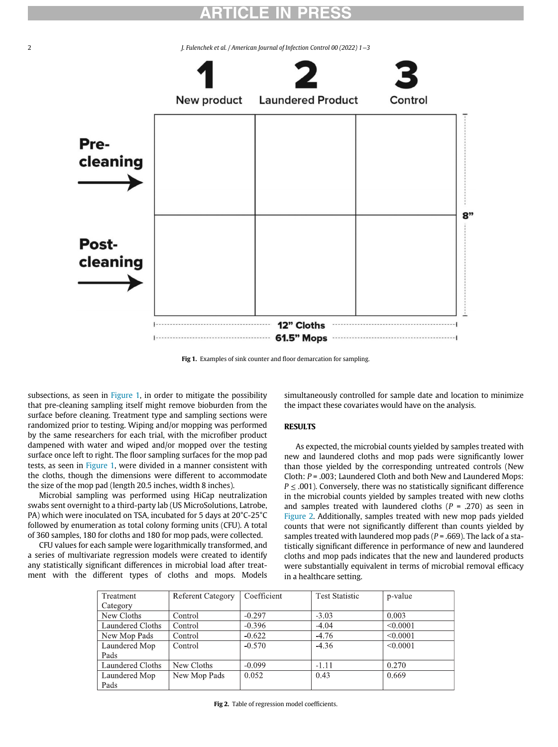| | 1 New product | 2 Laundered Product | 3 Control |
|---|---|---|---|
| Pre-cleaning → | | | |
| Post-cleaning → | | | |

8"

12" Cloths
61.5" Mops

**Fig 1.** Examples of sink counter and floor demarcation for sampling.

subsections, as seen in Figure 1, in order to mitigate the possibility that pre-cleaning sampling itself might remove bioburden from the surface before cleaning. Treatment type and sampling sections were randomized prior to testing. Wiping and/or mopping was performed by the same researchers for each trial, with the microfiber product dampened with water and wiped and/or mopped over the testing surface once left to right. The floor sampling surfaces for the mop pad tests, as seen in Figure 1, were divided in a manner consistent with the cloths, though the dimensions were different to accommodate the size of the mop pad (length 20.5 inches, width 8 inches).

Microbial sampling was performed using HiCap neutralization swabs sent overnight to a third-party lab (US MicroSolutions, Latrobe, PA) which were inoculated on TSA, incubated for 5 days at 20°C-25°C followed by enumeration as total colony forming units (CFU). A total of 360 samples, 180 for cloths and 180 for mop pads, were collected.

CFU values for each sample were logarithmically transformed, and a series of multivariate regression models were created to identify any statistically significant differences in microbial load after treatment with the different types of cloths and mops. Models simultaneously controlled for sample date and location to minimize the impact these covariates would have on the analysis.

## RESULTS

As expected, the microbial counts yielded by samples treated with new and laundered cloths and mop pads were significantly lower than those yielded by the corresponding untreated controls (New Cloth: $P = .003$; Laundered Cloth and both New and Laundered Mops: $P \leq .001$). Conversely, there was no statistically significant difference in the microbial counts yielded by samples treated with new cloths and samples treated with laundered cloths ($P = .270$) as seen in Figure 2. Additionally, samples treated with new mop pads yielded counts that were not significantly different than counts yielded by samples treated with laundered mop pads ($P = .669$). The lack of a statistically significant difference in performance of new and laundered cloths and mop pads indicates that the new and laundered products were substantially equivalent in terms of microbial removal efficacy in a healthcare setting.

| Treatment Category | Referent Category | Coefficient | Test Statistic | p-value |
|---|---|---|---|---|
| New Cloths | Control | -0.297 | -3.03 | 0.003 |
| Laundered Cloths | Control | -0.396 | -4.04 | <0.0001 |
| New Mop Pads | Control | -0.622 | -4.76 | <0.0001 |
| Laundered Mop Pads | Control | -0.570 | -4.36 | <0.0001 |
| Laundered Cloths | New Cloths | -0.099 | -1.11 | 0.270 |
| Laundered Mop Pads | New Mop Pads | 0.052 | 0.43 | 0.669 |

**Fig 2.** Table of regression model coefficients.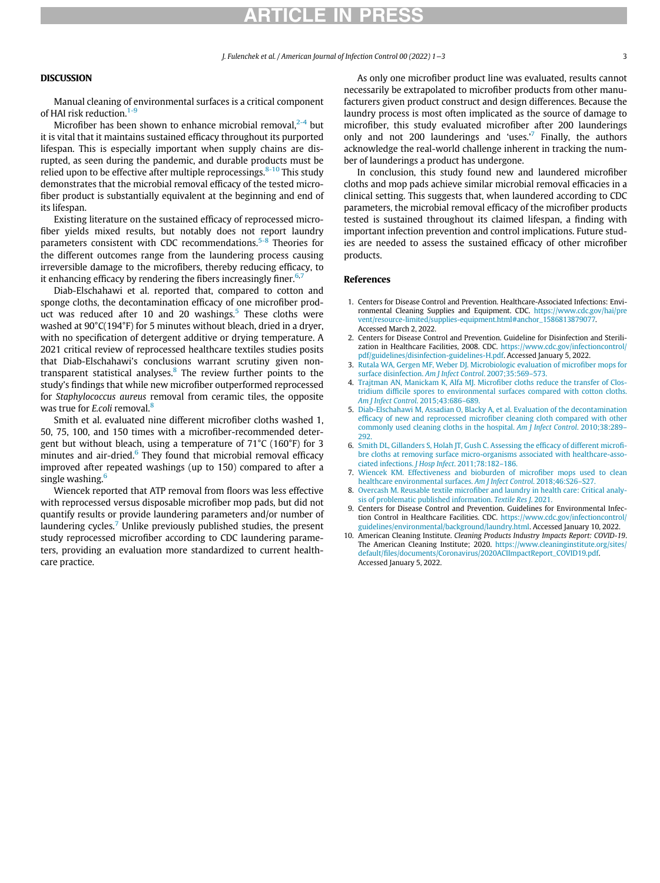## DISCUSSION

Manual cleaning of environmental surfaces is a critical component of HAI risk reduction.[1-9]

Microfiber has been shown to enhance microbial removal,[2-4] but it is vital that it maintains sustained efficacy throughout its purported lifespan. This is especially important when supply chains are disrupted, as seen during the pandemic, and durable products must be relied upon to be effective after multiple reprocessings.[8-10] This study demonstrates that the microbial removal efficacy of the tested microfiber product is substantially equivalent at the beginning and end of its lifespan.

Existing literature on the sustained efficacy of reprocessed microfiber yields mixed results, but notably does not report laundry parameters consistent with CDC recommendations.[5-8] Theories for the different outcomes range from the laundering process causing irreversible damage to the microfibers, thereby reducing efficacy, to it enhancing efficacy by rendering the fibers increasingly finer.[6,7]

Diab-Elschahawi et al. reported that, compared to cotton and sponge cloths, the decontamination efficacy of one microfiber product was reduced after 10 and 20 washings.[5] These cloths were washed at 90°C(194°F) for 5 minutes without bleach, dried in a dryer, with no specification of detergent additive or drying temperature. A 2021 critical review of reprocessed healthcare textiles studies posits that Diab-Elschahawi's conclusions warrant scrutiny given non-transparent statistical analyses.[8] The review further points to the study's findings that while new microfiber outperformed reprocessed for *Staphylococcus aureus* removal from ceramic tiles, the opposite was true for *E.coli* removal.[8]

Smith et al. evaluated nine different microfiber cloths washed 1, 50, 75, 100, and 150 times with a microfiber-recommended detergent but without bleach, using a temperature of 71°C (160°F) for 3 minutes and air-dried.[6] They found that microbial removal efficacy improved after repeated washings (up to 150) compared to after a single washing.[6]

Wiencek reported that ATP removal from floors was less effective with reprocessed versus disposable microfiber mop pads, but did not quantify results or provide laundering parameters and/or number of laundering cycles.[7] Unlike previously published studies, the present study reprocessed microfiber according to CDC laundering parameters, providing an evaluation more standardized to current healthcare practice.

As only one microfiber product line was evaluated, results cannot necessarily be extrapolated to microfiber products from other manufacturers given product construct and design differences. Because the laundry process is most often implicated as the source of damage to microfiber, this study evaluated microfiber after 200 launderings only and not 200 launderings and 'uses.'[7] Finally, the authors acknowledge the real-world challenge inherent in tracking the number of launderings a product has undergone.

In conclusion, this study found new and laundered microfiber cloths and mop pads achieve similar microbial removal efficacies in a clinical setting. This suggests that, when laundered according to CDC parameters, the microbial removal efficacy of the microfiber products tested is sustained throughout its claimed lifespan, a finding with important infection prevention and control implications. Future studies are needed to assess the sustained efficacy of other microfiber products.

## References

1. Centers for Disease Control and Prevention. Healthcare-Associated Infections: Environmental Cleaning Supplies and Equipment. CDC. https://www.cdc.gov/hai/prevent/resource-limited/supplies-equipment.html#anchor_1586813879077. Accessed March 2, 2022.
2. Centers for Disease Control and Prevention. Guideline for Disinfection and Sterilization in Healthcare Facilities, 2008. CDC. https://www.cdc.gov/infectioncontrol/pdf/guidelines/disinfection-guidelines-H.pdf. Accessed January 5, 2022.
3. Rutala WA, Gergen MF, Weber DJ. Microbiologic evaluation of microfiber mops for surface disinfection. *Am J Infect Control*. 2007;35:569–573.
4. Trajtman AN, Manickam K, Alfa MJ. Microfiber cloths reduce the transfer of Clostridium difficile spores to environmental surfaces compared with cotton cloths. *Am J Infect Control*. 2015;43:686–689.
5. Diab-Elschahawi M, Assadian O, Blacky A, et al. Evaluation of the decontamination efficacy of new and reprocessed microfiber cleaning cloth compared with other commonly used cleaning cloths in the hospital. *Am J Infect Control*. 2010;38:289–292.
6. Smith DL, Gillanders S, Holah JT, Gush C. Assessing the efficacy of different microfibre cloths at removing surface micro-organisms associated with healthcare-associated infections. *J Hosp Infect*. 2011;78:182–186.
7. Wiencek KM. Effectiveness and bioburden of microfiber mops used to clean healthcare environmental surfaces. *Am J Infect Control*. 2018;46:S26–S27.
8. Overcash M. Reusable textile microfiber and laundry in health care: Critical analysis of problematic published information. *Textile Res J*. 2021.
9. Centers for Disease Control and Prevention. Guidelines for Environmental Infection Control in Healthcare Facilities. CDC. https://www.cdc.gov/infectioncontrol/guidelines/environmental/background/laundry.html. Accessed January 10, 2022.
10. American Cleaning Institute. *Cleaning Products Industry Impacts Report: COVID-19*. The American Cleaning Institute; 2020. https://www.cleaninginstitute.org/sites/default/files/documents/Coronavirus/2020ACIImpactReport_COVID19.pdf. Accessed January 5, 2022.